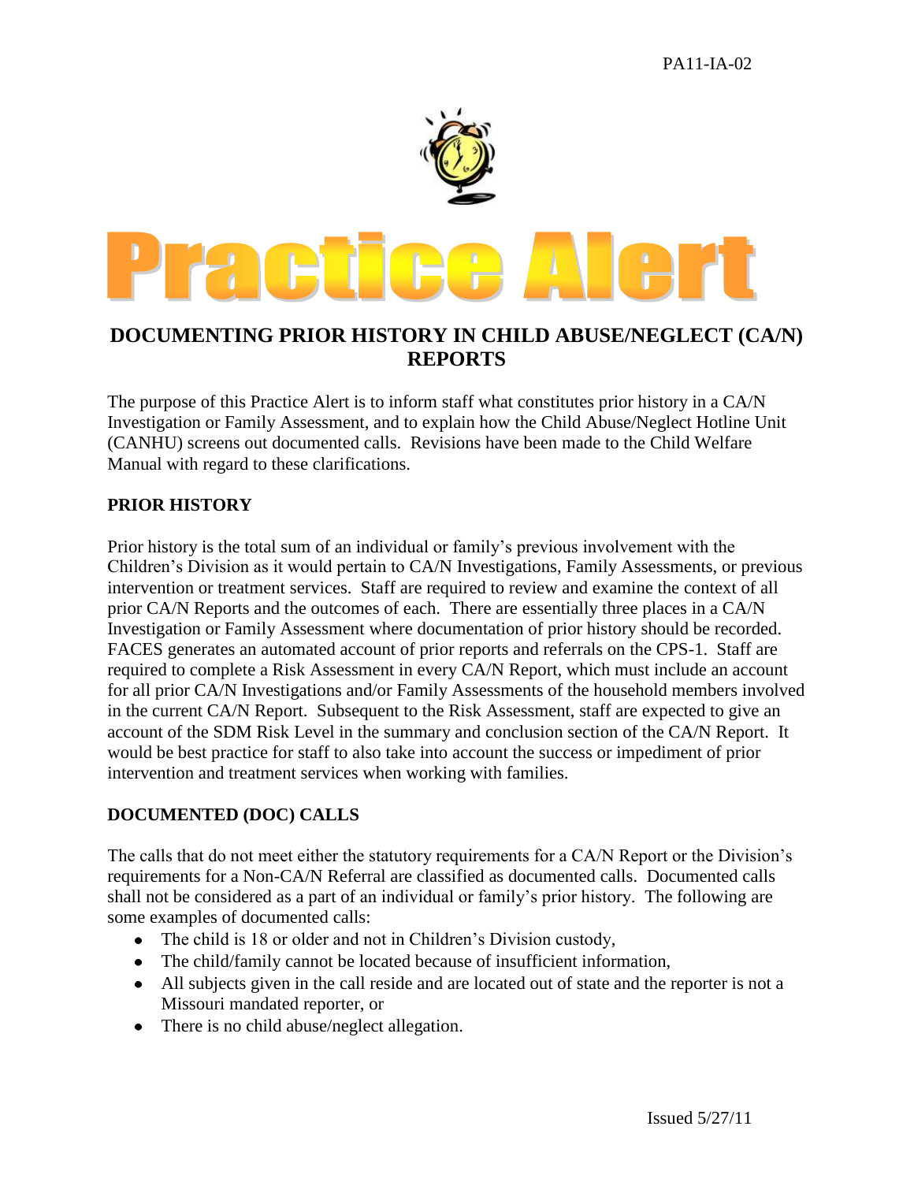PA11-IA-02

# Practice Alert

## DOCUMENTING PRIOR HISTORY IN CHILD ABUSE/NEGLECT (CA/N) REPORTS

The purpose of this Practice Alert is to inform staff what constitutes prior history in a CA/N Investigation or Family Assessment, and to explain how the Child Abuse/Neglect Hotline Unit (CANHU) screens out documented calls. Revisions have been made to the Child Welfare Manual with regard to these clarifications.

### PRIOR HISTORY

Prior history is the total sum of an individual or family's previous involvement with the Children's Division as it would pertain to CA/N Investigations, Family Assessments, or previous intervention or treatment services. Staff are required to review and examine the context of all prior CA/N Reports and the outcomes of each. There are essentially three places in a CA/N Investigation or Family Assessment where documentation of prior history should be recorded. FACES generates an automated account of prior reports and referrals on the CPS-1. Staff are required to complete a Risk Assessment in every CA/N Report, which must include an account for all prior CA/N Investigations and/or Family Assessments of the household members involved in the current CA/N Report. Subsequent to the Risk Assessment, staff are expected to give an account of the SDM Risk Level in the summary and conclusion section of the CA/N Report. It would be best practice for staff to also take into account the success or impediment of prior intervention and treatment services when working with families.

### DOCUMENTED (DOC) CALLS

The calls that do not meet either the statutory requirements for a CA/N Report or the Division's requirements for a Non-CA/N Referral are classified as documented calls. Documented calls shall not be considered as a part of an individual or family's prior history. The following are some examples of documented calls:

- The child is 18 or older and not in Children's Division custody,
- The child/family cannot be located because of insufficient information,
- All subjects given in the call reside and are located out of state and the reporter is not a Missouri mandated reporter, or
- There is no child abuse/neglect allegation.

Issued 5/27/11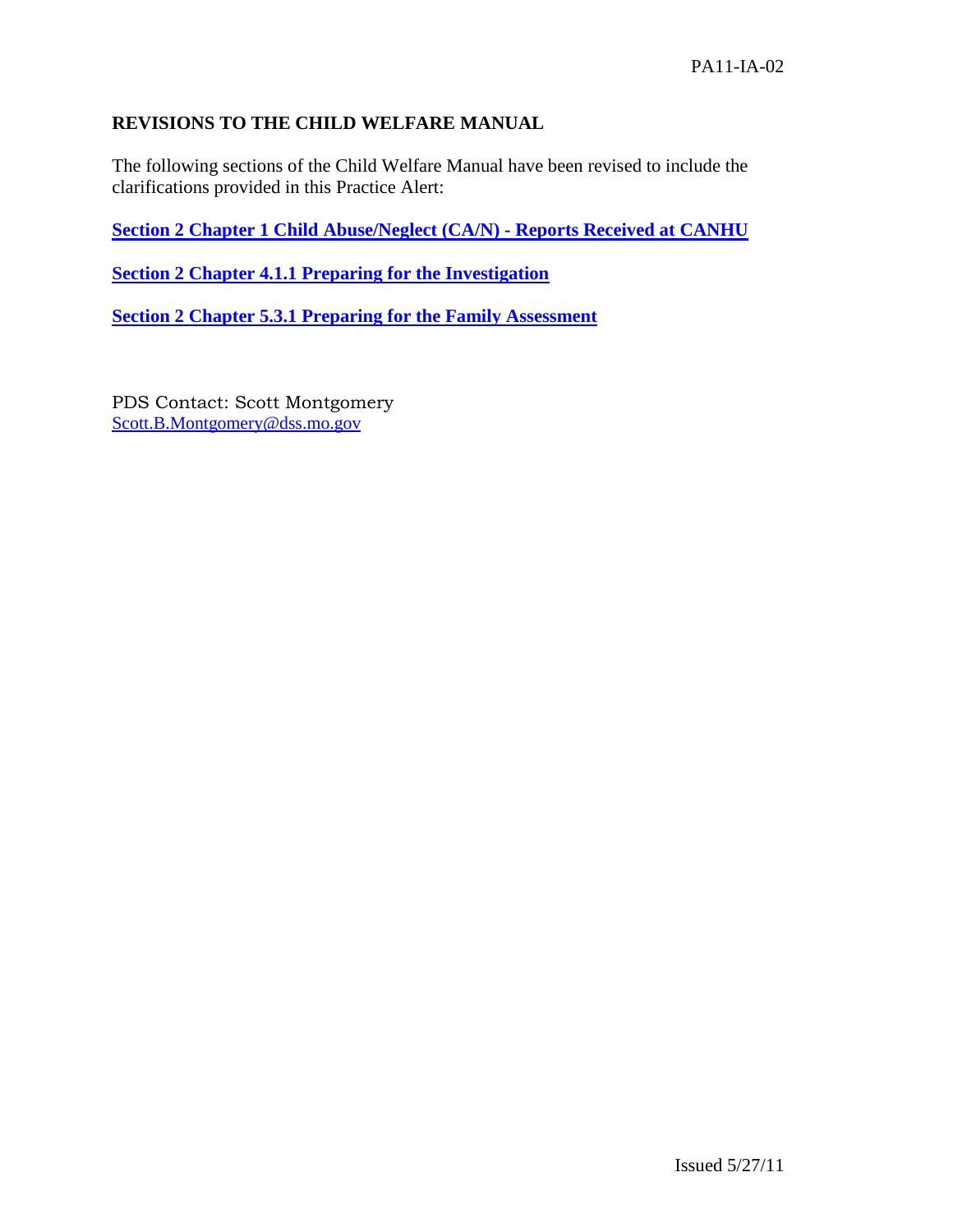## REVISIONS TO THE CHILD WELFARE MANUAL

The following sections of the Child Welfare Manual have been revised to include the clarifications provided in this Practice Alert:

**Section 2 Chapter 1 Child Abuse/Neglect (CA/N) - Reports Received at CANHU**

**Section 2 Chapter 4.1.1 Preparing for the Investigation**

**Section 2 Chapter 5.3.1 Preparing for the Family Assessment**

PDS Contact: Scott Montgomery
Scott.B.Montgomery@dss.mo.gov

Issued 5/27/11